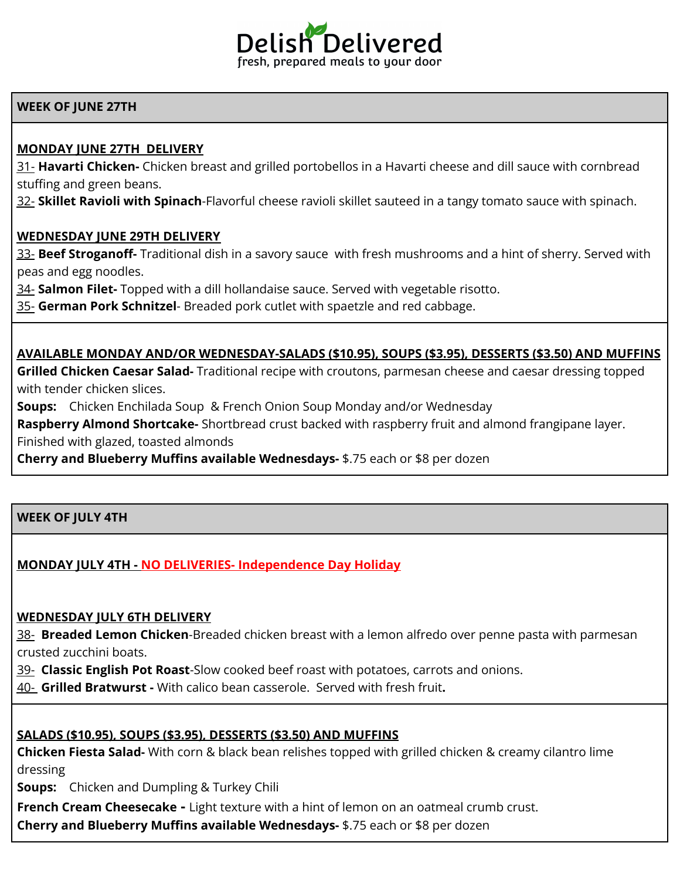# Delish Delivered

fresh, prepared meals to your door

## WEEK OF JUNE 27TH

**MONDAY JUNE 27TH DELIVERY**

31- **Havarti Chicken-** Chicken breast and grilled portobellos in a Havarti cheese and dill sauce with cornbread stuffing and green beans.

32- **Skillet Ravioli with Spinach**-Flavorful cheese ravioli skillet sauteed in a tangy tomato sauce with spinach.

**WEDNESDAY JUNE 29TH DELIVERY**

33- **Beef Stroganoff-** Traditional dish in a savory sauce with fresh mushrooms and a hint of sherry. Served with peas and egg noodles.

34- **Salmon Filet-** Topped with a dill hollandaise sauce. Served with vegetable risotto.

35- **German Pork Schnitzel**- Breaded pork cutlet with spaetzle and red cabbage.

**AVAILABLE MONDAY AND/OR WEDNESDAY-SALADS ($10.95), SOUPS ($3.95), DESSERTS ($3.50) AND MUFFINS**

**Grilled Chicken Caesar Salad-** Traditional recipe with croutons, parmesan cheese and caesar dressing topped with tender chicken slices.

**Soups:** Chicken Enchilada Soup & French Onion Soup Monday and/or Wednesday

**Raspberry Almond Shortcake-** Shortbread crust backed with raspberry fruit and almond frangipane layer. Finished with glazed, toasted almonds

**Cherry and Blueberry Muffins available Wednesdays-** $.75 each or $8 per dozen

## WEEK OF JULY 4TH

**MONDAY JULY 4TH - NO DELIVERIES- Independence Day Holiday**

**WEDNESDAY JULY 6TH DELIVERY**

38- **Breaded Lemon Chicken**-Breaded chicken breast with a lemon alfredo over penne pasta with parmesan crusted zucchini boats.

39- **Classic English Pot Roast**-Slow cooked beef roast with potatoes, carrots and onions.

40- **Grilled Bratwurst -** With calico bean casserole. Served with fresh fruit**.**

**SALADS ($10.95), SOUPS ($3.95), DESSERTS ($3.50) AND MUFFINS**

**Chicken Fiesta Salad-** With corn & black bean relishes topped with grilled chicken & creamy cilantro lime dressing

**Soups:** Chicken and Dumpling & Turkey Chili

**French Cream Cheesecake -** Light texture with a hint of lemon on an oatmeal crumb crust.

**Cherry and Blueberry Muffins available Wednesdays-** $.75 each or $8 per dozen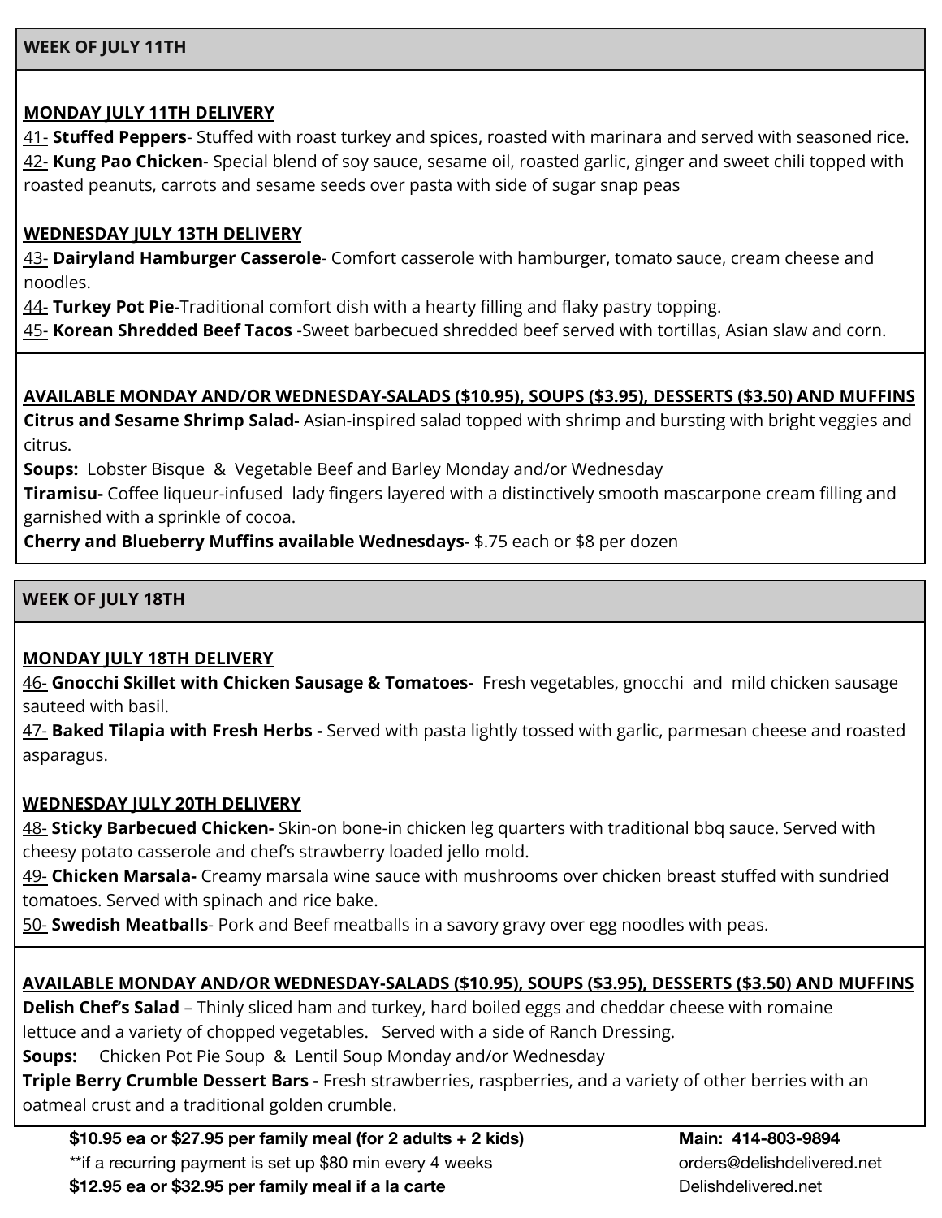## WEEK OF JULY 11TH

### MONDAY JULY 11TH DELIVERY

41- **Stuffed Peppers**- Stuffed with roast turkey and spices, roasted with marinara and served with seasoned rice.
42- **Kung Pao Chicken**- Special blend of soy sauce, sesame oil, roasted garlic, ginger and sweet chili topped with roasted peanuts, carrots and sesame seeds over pasta with side of sugar snap peas

### WEDNESDAY JULY 13TH DELIVERY

43- **Dairyland Hamburger Casserole**- Comfort casserole with hamburger, tomato sauce, cream cheese and noodles.
44- **Turkey Pot Pie**-Traditional comfort dish with a hearty filling and flaky pastry topping.
45- **Korean Shredded Beef Tacos** -Sweet barbecued shredded beef served with tortillas, Asian slaw and corn.

### AVAILABLE MONDAY AND/OR WEDNESDAY-SALADS ($10.95), SOUPS ($3.95), DESSERTS ($3.50) AND MUFFINS

**Citrus and Sesame Shrimp Salad-** Asian-inspired salad topped with shrimp and bursting with bright veggies and citrus.
**Soups:** Lobster Bisque & Vegetable Beef and Barley Monday and/or Wednesday
**Tiramisu-** Coffee liqueur-infused lady fingers layered with a distinctively smooth mascarpone cream filling and garnished with a sprinkle of cocoa.
**Cherry and Blueberry Muffins available Wednesdays-** $.75 each or $8 per dozen

## WEEK OF JULY 18TH

### MONDAY JULY 18TH DELIVERY

46- **Gnocchi Skillet with Chicken Sausage & Tomatoes-** Fresh vegetables, gnocchi and mild chicken sausage sauteed with basil.
47- **Baked Tilapia with Fresh Herbs -** Served with pasta lightly tossed with garlic, parmesan cheese and roasted asparagus.

### WEDNESDAY JULY 20TH DELIVERY

48- **Sticky Barbecued Chicken-** Skin-on bone-in chicken leg quarters with traditional bbq sauce. Served with cheesy potato casserole and chef's strawberry loaded jello mold.
49- **Chicken Marsala-** Creamy marsala wine sauce with mushrooms over chicken breast stuffed with sundried tomatoes. Served with spinach and rice bake.
50- **Swedish Meatballs**- Pork and Beef meatballs in a savory gravy over egg noodles with peas.

### AVAILABLE MONDAY AND/OR WEDNESDAY-SALADS ($10.95), SOUPS ($3.95), DESSERTS ($3.50) AND MUFFINS

**Delish Chef's Salad** – Thinly sliced ham and turkey, hard boiled eggs and cheddar cheese with romaine lettuce and a variety of chopped vegetables. Served with a side of Ranch Dressing.
**Soups:** Chicken Pot Pie Soup & Lentil Soup Monday and/or Wednesday
**Triple Berry Crumble Dessert Bars -** Fresh strawberries, raspberries, and a variety of other berries with an oatmeal crust and a traditional golden crumble.

**$10.95 ea or $27.95 per family meal (for 2 adults + 2 kids)**
**if a recurring payment is set up $80 min every 4 weeks
**$12.95 ea or $32.95 per family meal if a la carte**

**Main: 414-803-9894**
orders@delishdelivered.net
Delishdelivered.net